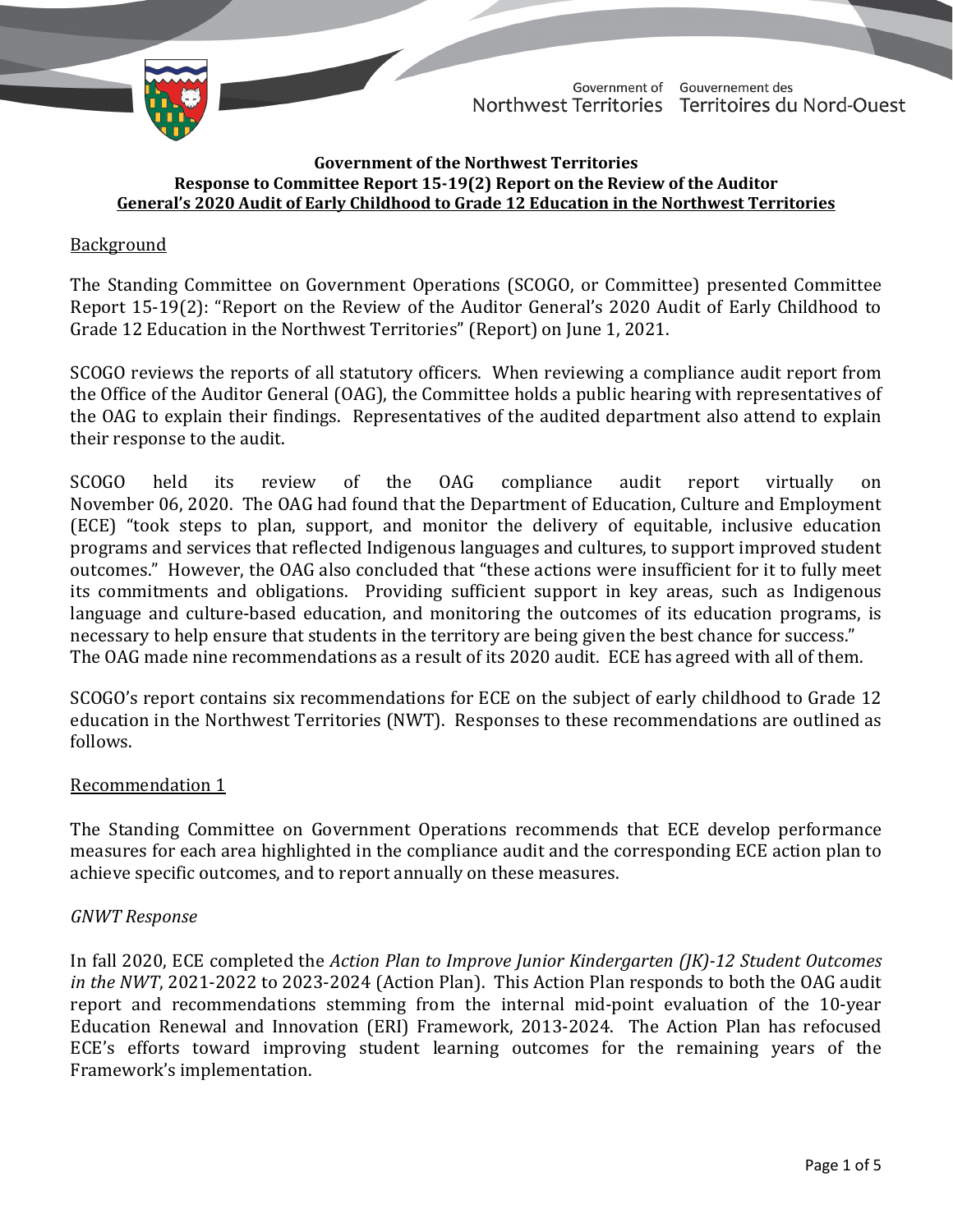Government of Northwest Territories | Gouvernement des Territoires du Nord-Ouest

**Government of the Northwest Territories**
**Response to Committee Report 15-19(2) Report on the Review of the Auditor General's 2020 Audit of Early Childhood to Grade 12 Education in the Northwest Territories**

## Background

The Standing Committee on Government Operations (SCOGO, or Committee) presented Committee Report 15-19(2): "Report on the Review of the Auditor General's 2020 Audit of Early Childhood to Grade 12 Education in the Northwest Territories" (Report) on June 1, 2021.

SCOGO reviews the reports of all statutory officers. When reviewing a compliance audit report from the Office of the Auditor General (OAG), the Committee holds a public hearing with representatives of the OAG to explain their findings. Representatives of the audited department also attend to explain their response to the audit.

SCOGO held its review of the OAG compliance audit report virtually on November 06, 2020. The OAG had found that the Department of Education, Culture and Employment (ECE) "took steps to plan, support, and monitor the delivery of equitable, inclusive education programs and services that reflected Indigenous languages and cultures, to support improved student outcomes." However, the OAG also concluded that "these actions were insufficient for it to fully meet its commitments and obligations. Providing sufficient support in key areas, such as Indigenous language and culture-based education, and monitoring the outcomes of its education programs, is necessary to help ensure that students in the territory are being given the best chance for success." The OAG made nine recommendations as a result of its 2020 audit. ECE has agreed with all of them.

SCOGO's report contains six recommendations for ECE on the subject of early childhood to Grade 12 education in the Northwest Territories (NWT). Responses to these recommendations are outlined as follows.

## Recommendation 1

The Standing Committee on Government Operations recommends that ECE develop performance measures for each area highlighted in the compliance audit and the corresponding ECE action plan to achieve specific outcomes, and to report annually on these measures.

### *GNWT Response*

In fall 2020, ECE completed the *Action Plan to Improve Junior Kindergarten (JK)-12 Student Outcomes in the NWT*, 2021-2022 to 2023-2024 (Action Plan). This Action Plan responds to both the OAG audit report and recommendations stemming from the internal mid-point evaluation of the 10-year Education Renewal and Innovation (ERI) Framework, 2013-2024. The Action Plan has refocused ECE's efforts toward improving student learning outcomes for the remaining years of the Framework's implementation.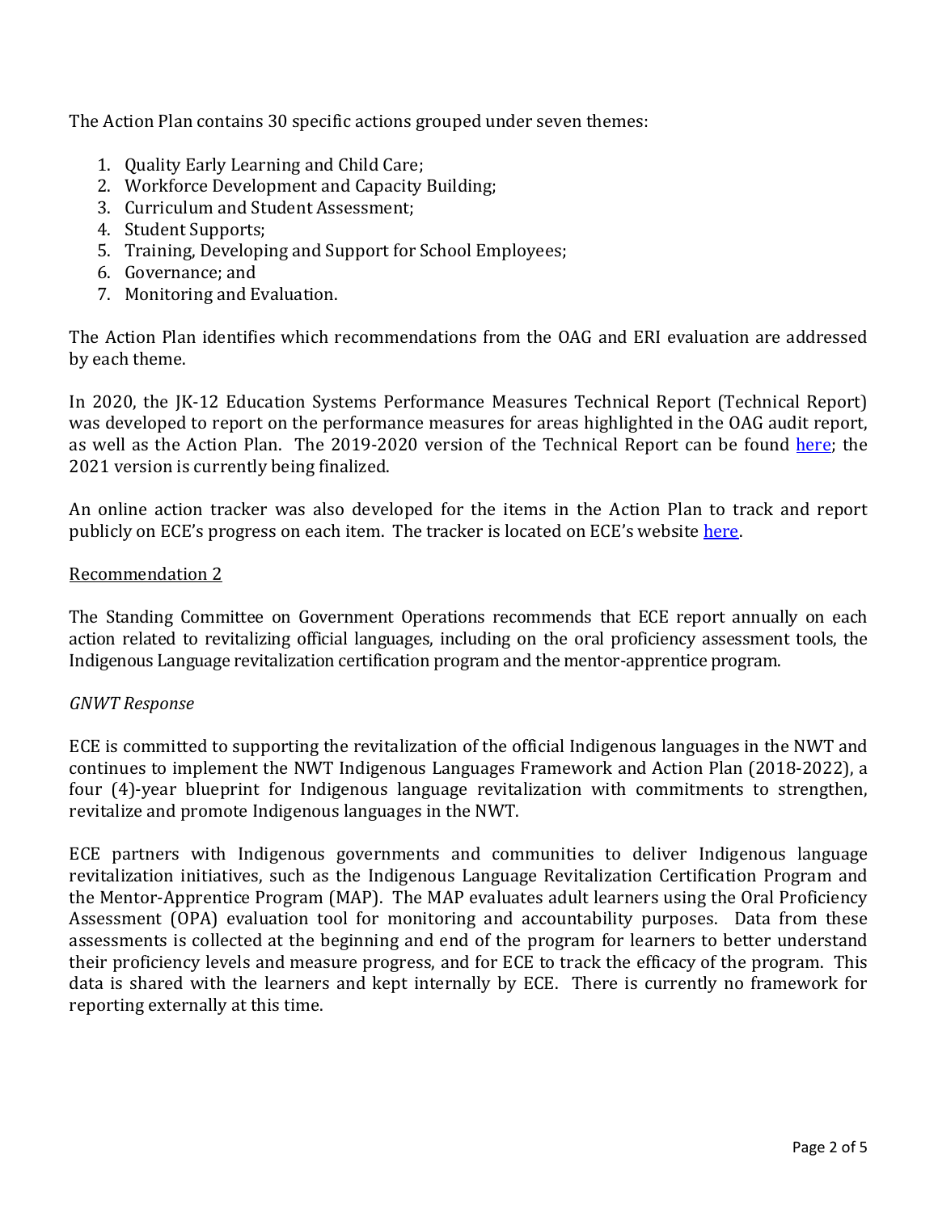The Action Plan contains 30 specific actions grouped under seven themes:

1. Quality Early Learning and Child Care;
2. Workforce Development and Capacity Building;
3. Curriculum and Student Assessment;
4. Student Supports;
5. Training, Developing and Support for School Employees;
6. Governance; and
7. Monitoring and Evaluation.

The Action Plan identifies which recommendations from the OAG and ERI evaluation are addressed by each theme.

In 2020, the JK-12 Education Systems Performance Measures Technical Report (Technical Report) was developed to report on the performance measures for areas highlighted in the OAG audit report, as well as the Action Plan. The 2019-2020 version of the Technical Report can be found here; the 2021 version is currently being finalized.

An online action tracker was also developed for the items in the Action Plan to track and report publicly on ECE's progress on each item. The tracker is located on ECE's website here.

Recommendation 2

The Standing Committee on Government Operations recommends that ECE report annually on each action related to revitalizing official languages, including on the oral proficiency assessment tools, the Indigenous Language revitalization certification program and the mentor-apprentice program.

*GNWT Response*

ECE is committed to supporting the revitalization of the official Indigenous languages in the NWT and continues to implement the NWT Indigenous Languages Framework and Action Plan (2018-2022), a four (4)-year blueprint for Indigenous language revitalization with commitments to strengthen, revitalize and promote Indigenous languages in the NWT.

ECE partners with Indigenous governments and communities to deliver Indigenous language revitalization initiatives, such as the Indigenous Language Revitalization Certification Program and the Mentor-Apprentice Program (MAP). The MAP evaluates adult learners using the Oral Proficiency Assessment (OPA) evaluation tool for monitoring and accountability purposes. Data from these assessments is collected at the beginning and end of the program for learners to better understand their proficiency levels and measure progress, and for ECE to track the efficacy of the program. This data is shared with the learners and kept internally by ECE. There is currently no framework for reporting externally at this time.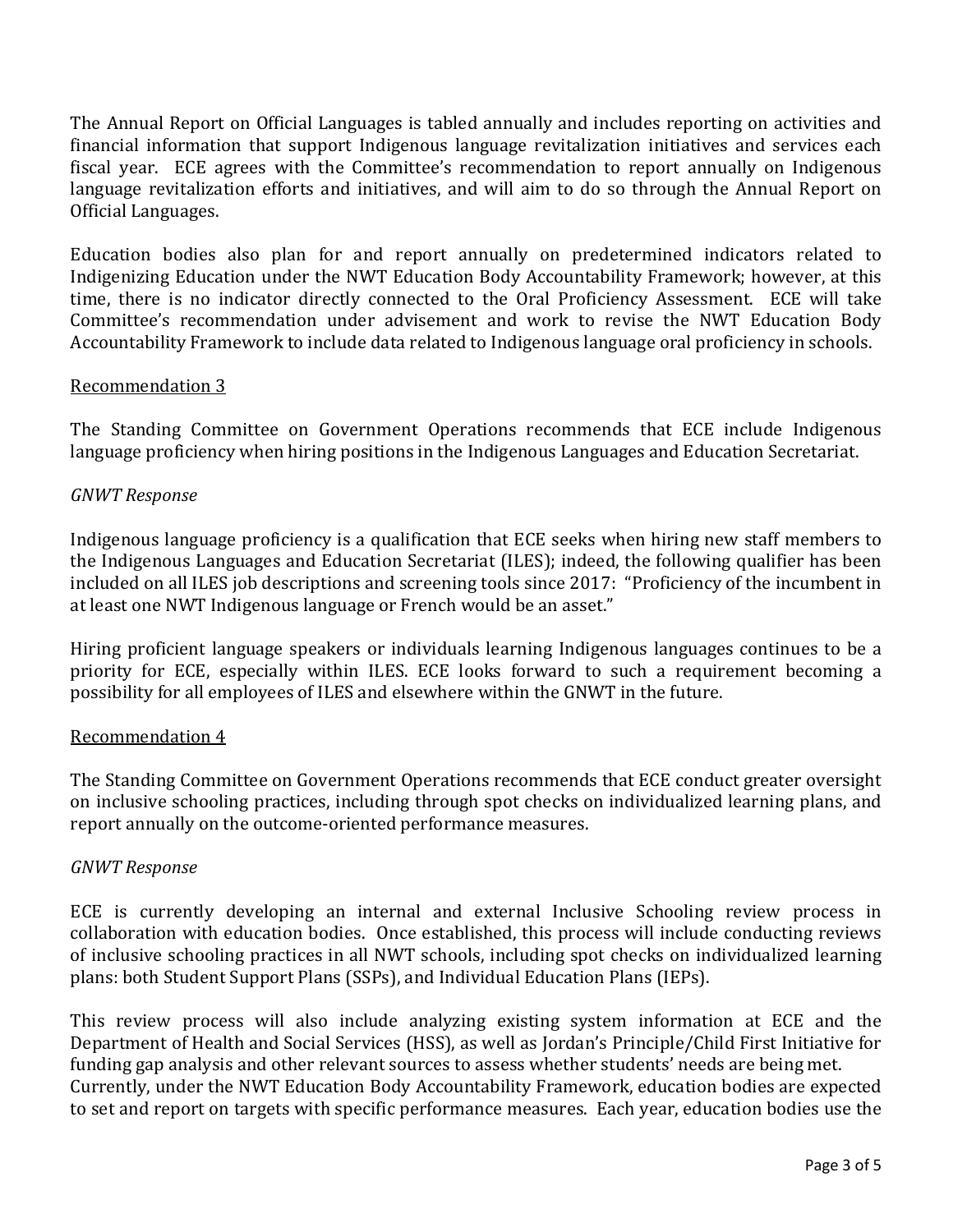The Annual Report on Official Languages is tabled annually and includes reporting on activities and financial information that support Indigenous language revitalization initiatives and services each fiscal year. ECE agrees with the Committee's recommendation to report annually on Indigenous language revitalization efforts and initiatives, and will aim to do so through the Annual Report on Official Languages.

Education bodies also plan for and report annually on predetermined indicators related to Indigenizing Education under the NWT Education Body Accountability Framework; however, at this time, there is no indicator directly connected to the Oral Proficiency Assessment. ECE will take Committee's recommendation under advisement and work to revise the NWT Education Body Accountability Framework to include data related to Indigenous language oral proficiency in schools.

<u>Recommendation 3</u>

The Standing Committee on Government Operations recommends that ECE include Indigenous language proficiency when hiring positions in the Indigenous Languages and Education Secretariat.

*GNWT Response*

Indigenous language proficiency is a qualification that ECE seeks when hiring new staff members to the Indigenous Languages and Education Secretariat (ILES); indeed, the following qualifier has been included on all ILES job descriptions and screening tools since 2017: "Proficiency of the incumbent in at least one NWT Indigenous language or French would be an asset."

Hiring proficient language speakers or individuals learning Indigenous languages continues to be a priority for ECE, especially within ILES. ECE looks forward to such a requirement becoming a possibility for all employees of ILES and elsewhere within the GNWT in the future.

<u>Recommendation 4</u>

The Standing Committee on Government Operations recommends that ECE conduct greater oversight on inclusive schooling practices, including through spot checks on individualized learning plans, and report annually on the outcome-oriented performance measures.

*GNWT Response*

ECE is currently developing an internal and external Inclusive Schooling review process in collaboration with education bodies. Once established, this process will include conducting reviews of inclusive schooling practices in all NWT schools, including spot checks on individualized learning plans: both Student Support Plans (SSPs), and Individual Education Plans (IEPs).

This review process will also include analyzing existing system information at ECE and the Department of Health and Social Services (HSS), as well as Jordan's Principle/Child First Initiative for funding gap analysis and other relevant sources to assess whether students' needs are being met. Currently, under the NWT Education Body Accountability Framework, education bodies are expected to set and report on targets with specific performance measures. Each year, education bodies use the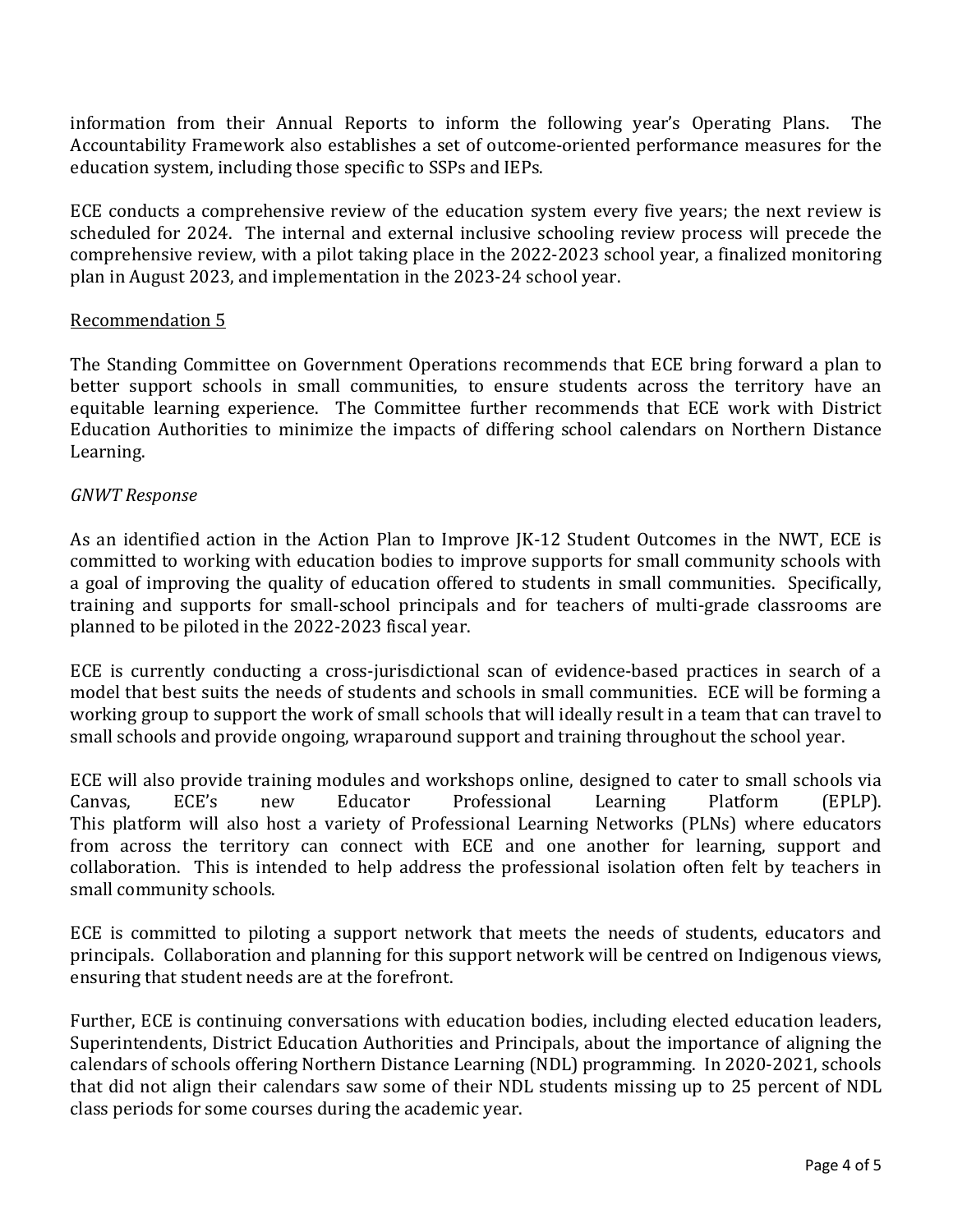information from their Annual Reports to inform the following year's Operating Plans. The Accountability Framework also establishes a set of outcome-oriented performance measures for the education system, including those specific to SSPs and IEPs.

ECE conducts a comprehensive review of the education system every five years; the next review is scheduled for 2024. The internal and external inclusive schooling review process will precede the comprehensive review, with a pilot taking place in the 2022-2023 school year, a finalized monitoring plan in August 2023, and implementation in the 2023-24 school year.

<u>Recommendation 5</u>

The Standing Committee on Government Operations recommends that ECE bring forward a plan to better support schools in small communities, to ensure students across the territory have an equitable learning experience. The Committee further recommends that ECE work with District Education Authorities to minimize the impacts of differing school calendars on Northern Distance Learning.

*GNWT Response*

As an identified action in the Action Plan to Improve JK-12 Student Outcomes in the NWT, ECE is committed to working with education bodies to improve supports for small community schools with a goal of improving the quality of education offered to students in small communities. Specifically, training and supports for small-school principals and for teachers of multi-grade classrooms are planned to be piloted in the 2022-2023 fiscal year.

ECE is currently conducting a cross-jurisdictional scan of evidence-based practices in search of a model that best suits the needs of students and schools in small communities. ECE will be forming a working group to support the work of small schools that will ideally result in a team that can travel to small schools and provide ongoing, wraparound support and training throughout the school year.

ECE will also provide training modules and workshops online, designed to cater to small schools via Canvas, ECE's new Educator Professional Learning Platform (EPLP). This platform will also host a variety of Professional Learning Networks (PLNs) where educators from across the territory can connect with ECE and one another for learning, support and collaboration. This is intended to help address the professional isolation often felt by teachers in small community schools.

ECE is committed to piloting a support network that meets the needs of students, educators and principals. Collaboration and planning for this support network will be centred on Indigenous views, ensuring that student needs are at the forefront.

Further, ECE is continuing conversations with education bodies, including elected education leaders, Superintendents, District Education Authorities and Principals, about the importance of aligning the calendars of schools offering Northern Distance Learning (NDL) programming. In 2020-2021, schools that did not align their calendars saw some of their NDL students missing up to 25 percent of NDL class periods for some courses during the academic year.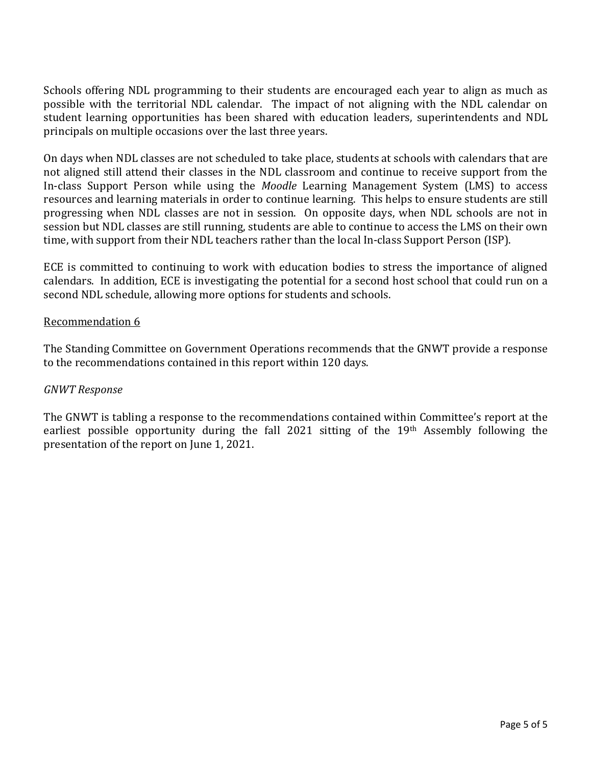Schools offering NDL programming to their students are encouraged each year to align as much as possible with the territorial NDL calendar. The impact of not aligning with the NDL calendar on student learning opportunities has been shared with education leaders, superintendents and NDL principals on multiple occasions over the last three years.

On days when NDL classes are not scheduled to take place, students at schools with calendars that are not aligned still attend their classes in the NDL classroom and continue to receive support from the In-class Support Person while using the *Moodle* Learning Management System (LMS) to access resources and learning materials in order to continue learning. This helps to ensure students are still progressing when NDL classes are not in session. On opposite days, when NDL schools are not in session but NDL classes are still running, students are able to continue to access the LMS on their own time, with support from their NDL teachers rather than the local In-class Support Person (ISP).

ECE is committed to continuing to work with education bodies to stress the importance of aligned calendars. In addition, ECE is investigating the potential for a second host school that could run on a second NDL schedule, allowing more options for students and schools.

Recommendation 6

The Standing Committee on Government Operations recommends that the GNWT provide a response to the recommendations contained in this report within 120 days.

*GNWT Response*

The GNWT is tabling a response to the recommendations contained within Committee's report at the earliest possible opportunity during the fall 2021 sitting of the 19th Assembly following the presentation of the report on June 1, 2021.